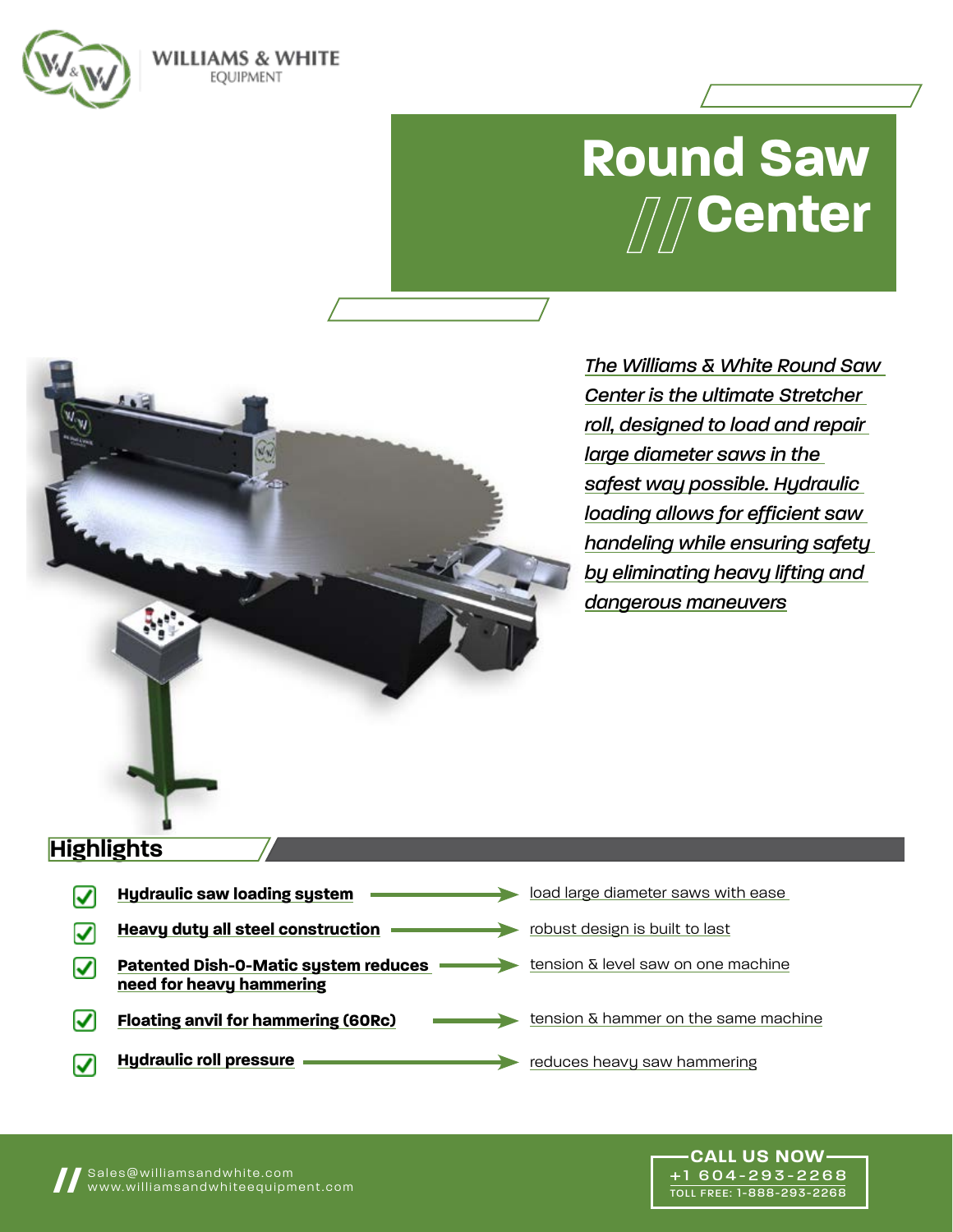WILLIAMS & WHITE
EQUIPMENT

# Round Saw Center

*The Williams & White Round Saw Center is the ultimate Stretcher roll, designed to load and repair large diameter saws in the safest way possible. Hydraulic loading allows for efficient saw handeling while ensuring safety by eliminating heavy lifting and dangerous maneuvers*

## Highlights

- **Hydraulic saw loading system** → load large diameter saws with ease
- **Heavy duty all steel construction** → robust design is built to last
- **Patented Dish-O-Matic system reduces need for heavy hammering** → tension & level saw on one machine
- **Floating anvil for hammering (60Rc)** → tension & hammer on the same machine
- **Hydraulic roll pressure** → reduces heavy saw hammering

Sales@williamsandwhite.com
www.williamsandwhiteequipment.com

CALL US NOW
+1 604-293-2268
TOLL FREE: 1-888-293-2268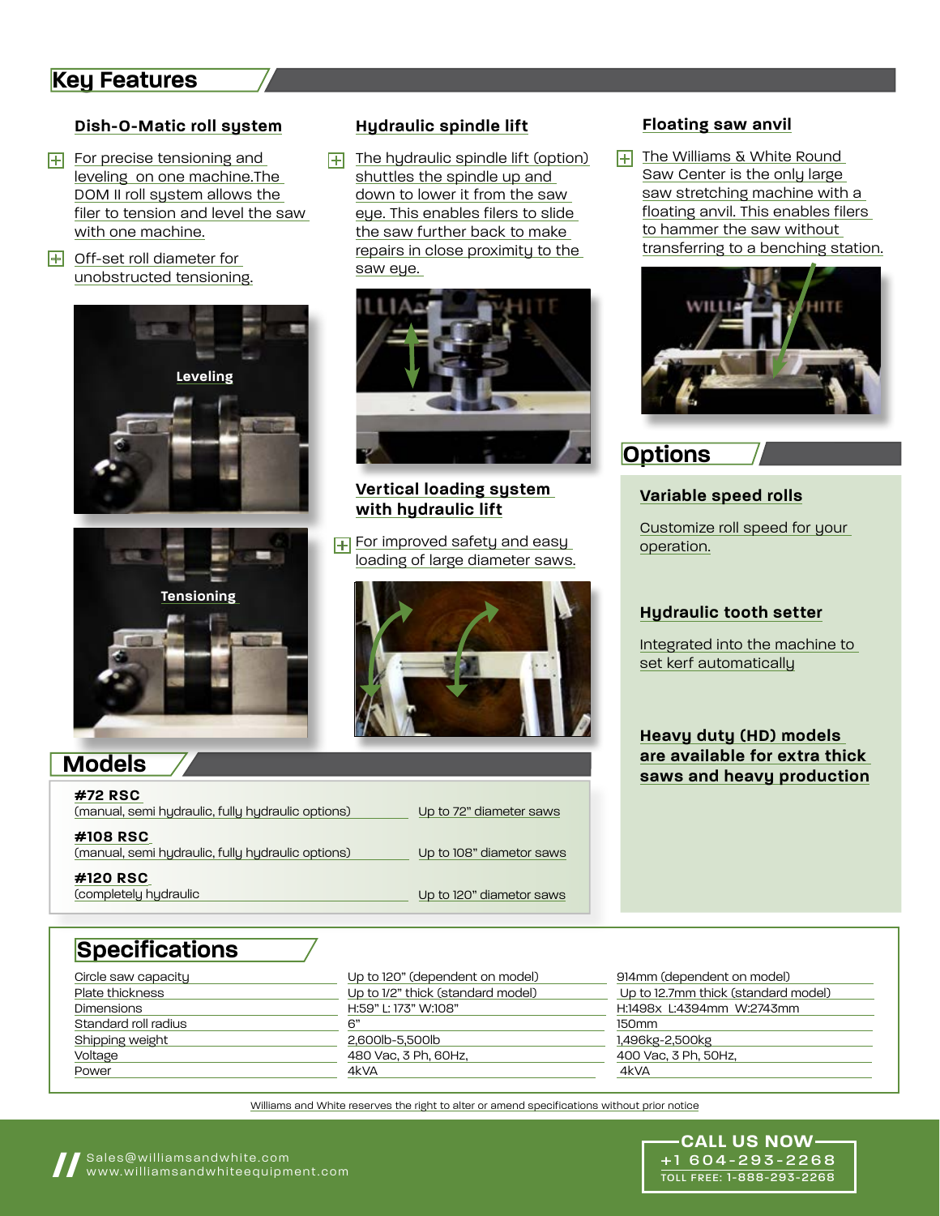## Key Features

### Dish-O-Matic roll system

- For precise tensioning and leveling on one machine.The DOM II roll system allows the filer to tension and level the saw with one machine.
- Off-set roll diameter for unobstructed tensioning.

Leveling

Tensioning

### Hydraulic spindle lift

- The hydraulic spindle lift (option) shuttles the spindle up and down to lower it from the saw eye. This enables filers to slide the saw further back to make repairs in close proximity to the saw eye.

### Vertical loading system with hydraulic lift

- For improved safety and easy loading of large diameter saws.

### Floating saw anvil

- The Williams & White Round Saw Center is the only large saw stretching machine with a floating anvil. This enables filers to hammer the saw without transferring to a benching station.

## Options

### Variable speed rolls

Customize roll speed for your operation.

### Hydraulic tooth setter

Integrated into the machine to set kerf automatically

### Heavy duty (HD) models are available for extra thick saws and heavy production

## Models

| | |
|---|---|
| **#72 RSC**<br>(manual, semi hydraulic, fully hydraulic options) | Up to 72" diameter saws |
| **#108 RSC**<br>(manual, semi hydraulic, fully hydraulic options) | Up to 108" diametor saws |
| **#120 RSC**<br>(completely hydraulic | Up to 120" diametor saws |

## Specifications

| | | |
|---|---|---|
| Circle saw capacity | Up to 120" (dependent on model) | 914mm (dependent on model) |
| Plate thickness | Up to 1/2" thick (standard model) | Up to 12.7mm thick (standard model) |
| Dimensions | H:59" L: 173" W:108" | H:1498x L:4394mm W:2743mm |
| Standard roll radius | 6" | 150mm |
| Shipping weight | 2,600lb-5,500lb | 1,496kg-2,500kg |
| Voltage | 480 Vac, 3 Ph, 60Hz, | 400 Vac, 3 Ph, 50Hz, |
| Power | 4kVA | 4kVA |

Williams and White reserves the right to alter or amend specifications without prior notice

Sales@williamsandwhite.com
www.williamsandwhiteequipment.com

**CALL US NOW**
+1 604-293-2268
TOLL FREE: 1-888-293-2268